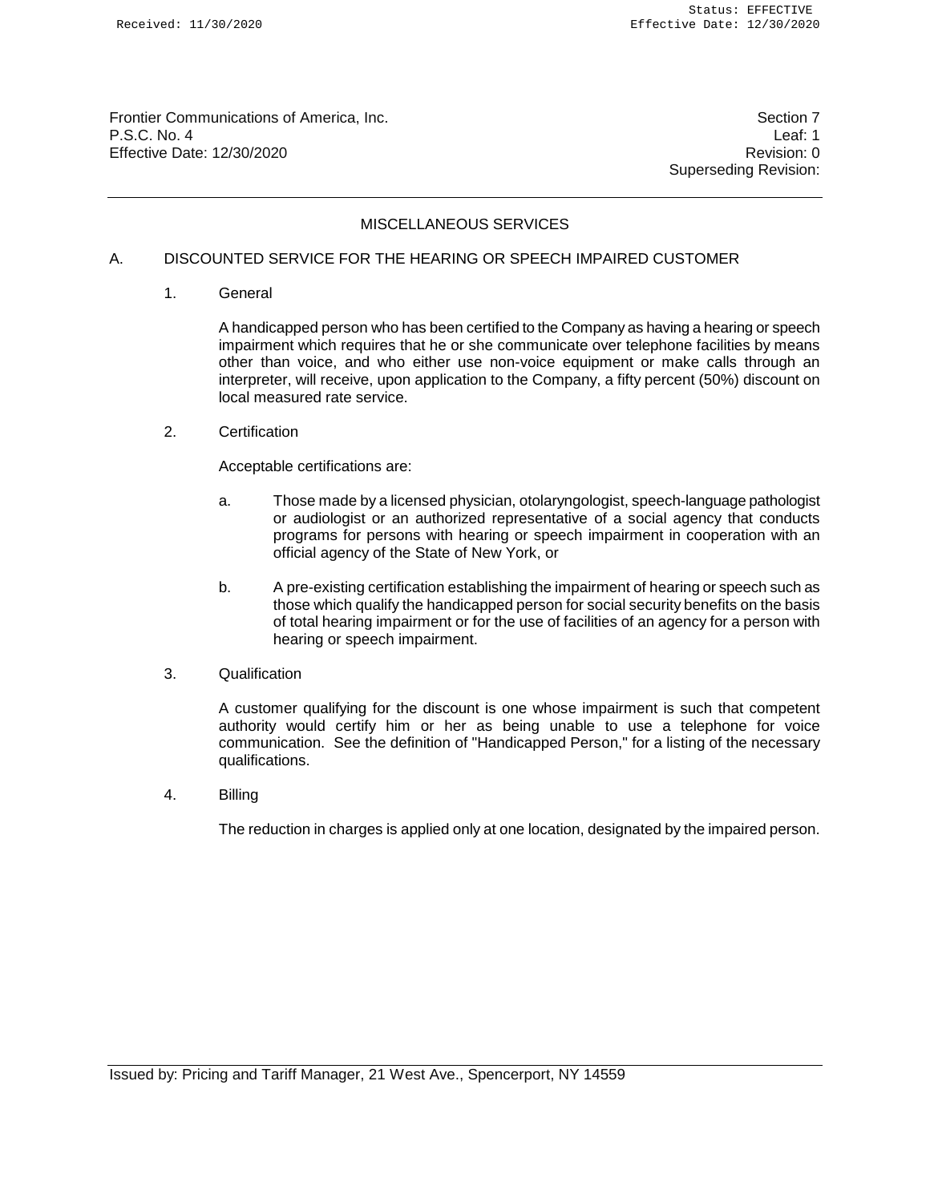Frontier Communications of America, Inc.
P.S.C. No. 4
Effective Date: 12/30/2020

Section 7
Leaf: 1
Revision: 0
Superseding Revision:

## MISCELLANEOUS SERVICES

### A. DISCOUNTED SERVICE FOR THE HEARING OR SPEECH IMPAIRED CUSTOMER

1. General

   A handicapped person who has been certified to the Company as having a hearing or speech impairment which requires that he or she communicate over telephone facilities by means other than voice, and who either use non-voice equipment or make calls through an interpreter, will receive, upon application to the Company, a fifty percent (50%) discount on local measured rate service.

2. Certification

   Acceptable certifications are:

   a. Those made by a licensed physician, otolaryngologist, speech-language pathologist or audiologist or an authorized representative of a social agency that conducts programs for persons with hearing or speech impairment in cooperation with an official agency of the State of New York, or

   b. A pre-existing certification establishing the impairment of hearing or speech such as those which qualify the handicapped person for social security benefits on the basis of total hearing impairment or for the use of facilities of an agency for a person with hearing or speech impairment.

3. Qualification

   A customer qualifying for the discount is one whose impairment is such that competent authority would certify him or her as being unable to use a telephone for voice communication. See the definition of "Handicapped Person," for a listing of the necessary qualifications.

4. Billing

   The reduction in charges is applied only at one location, designated by the impaired person.

Issued by: Pricing and Tariff Manager, 21 West Ave., Spencerport, NY 14559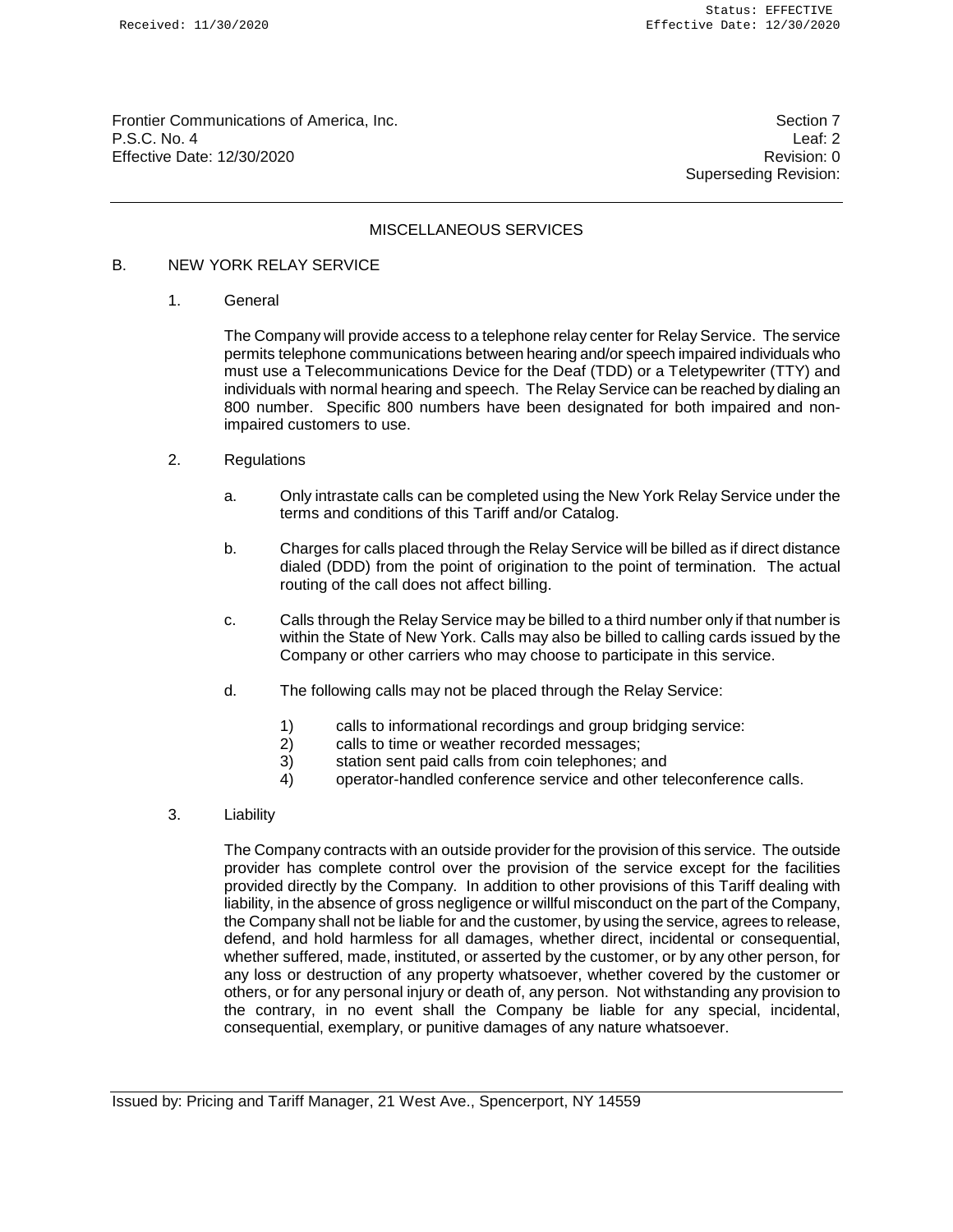# MISCELLANEOUS SERVICES

## B. NEW YORK RELAY SERVICE

### 1. General

The Company will provide access to a telephone relay center for Relay Service. The service permits telephone communications between hearing and/or speech impaired individuals who must use a Telecommunications Device for the Deaf (TDD) or a Teletypewriter (TTY) and individuals with normal hearing and speech. The Relay Service can be reached by dialing an 800 number. Specific 800 numbers have been designated for both impaired and non-impaired customers to use.

### 2. Regulations

a. Only intrastate calls can be completed using the New York Relay Service under the terms and conditions of this Tariff and/or Catalog.

b. Charges for calls placed through the Relay Service will be billed as if direct distance dialed (DDD) from the point of origination to the point of termination. The actual routing of the call does not affect billing.

c. Calls through the Relay Service may be billed to a third number only if that number is within the State of New York. Calls may also be billed to calling cards issued by the Company or other carriers who may choose to participate in this service.

d. The following calls may not be placed through the Relay Service:

1) calls to informational recordings and group bridging service:
2) calls to time or weather recorded messages;
3) station sent paid calls from coin telephones; and
4) operator-handled conference service and other teleconference calls.

### 3. Liability

The Company contracts with an outside provider for the provision of this service. The outside provider has complete control over the provision of the service except for the facilities provided directly by the Company. In addition to other provisions of this Tariff dealing with liability, in the absence of gross negligence or willful misconduct on the part of the Company, the Company shall not be liable for and the customer, by using the service, agrees to release, defend, and hold harmless for all damages, whether direct, incidental or consequential, whether suffered, made, instituted, or asserted by the customer, or by any other person, for any loss or destruction of any property whatsoever, whether covered by the customer or others, or for any personal injury or death of, any person. Not withstanding any provision to the contrary, in no event shall the Company be liable for any special, incidental, consequential, exemplary, or punitive damages of any nature whatsoever.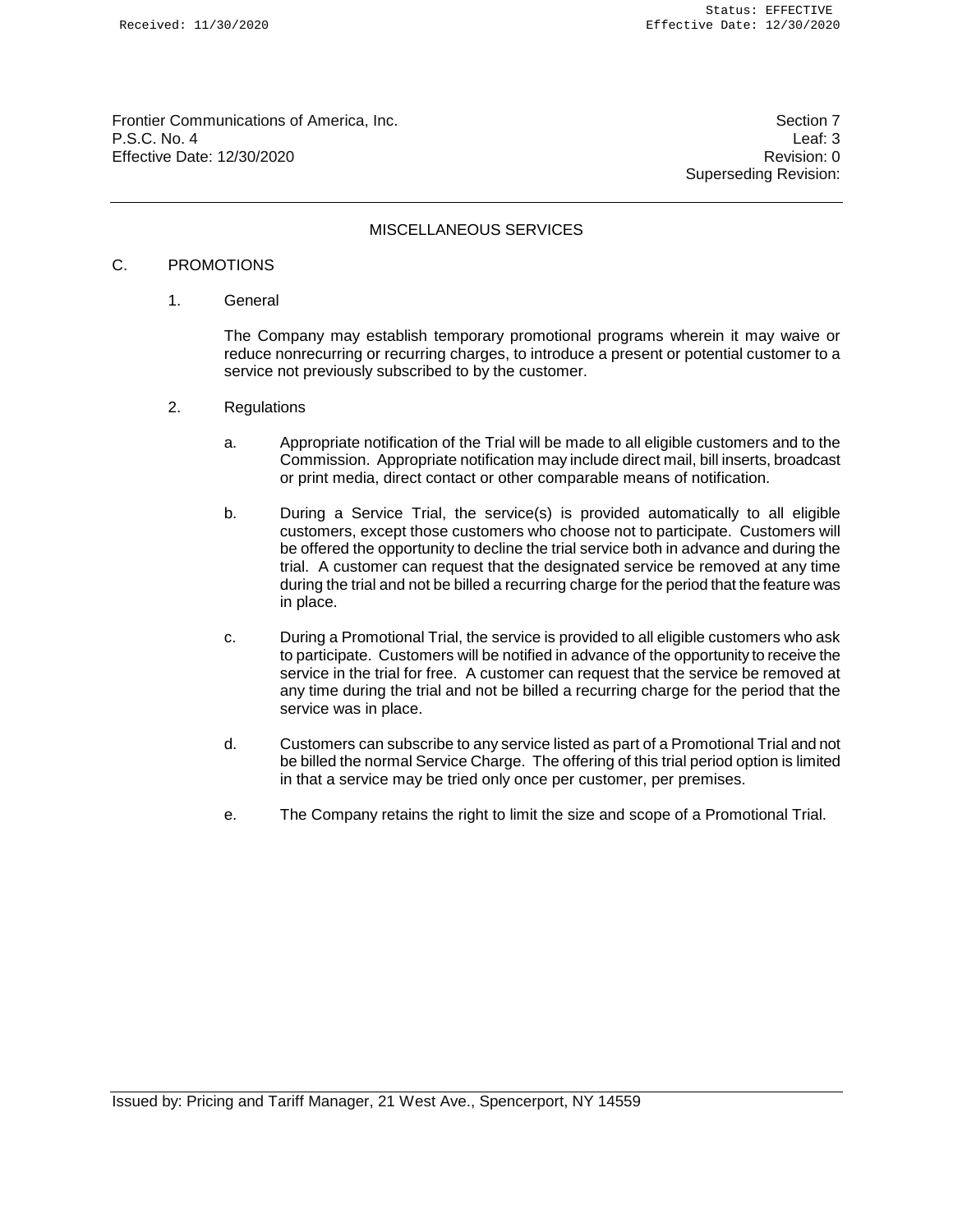## MISCELLANEOUS SERVICES

### C. PROMOTIONS

1. General

   The Company may establish temporary promotional programs wherein it may waive or reduce nonrecurring or recurring charges, to introduce a present or potential customer to a service not previously subscribed to by the customer.

2. Regulations

   a. Appropriate notification of the Trial will be made to all eligible customers and to the Commission. Appropriate notification may include direct mail, bill inserts, broadcast or print media, direct contact or other comparable means of notification.

   b. During a Service Trial, the service(s) is provided automatically to all eligible customers, except those customers who choose not to participate. Customers will be offered the opportunity to decline the trial service both in advance and during the trial. A customer can request that the designated service be removed at any time during the trial and not be billed a recurring charge for the period that the feature was in place.

   c. During a Promotional Trial, the service is provided to all eligible customers who ask to participate. Customers will be notified in advance of the opportunity to receive the service in the trial for free. A customer can request that the service be removed at any time during the trial and not be billed a recurring charge for the period that the service was in place.

   d. Customers can subscribe to any service listed as part of a Promotional Trial and not be billed the normal Service Charge. The offering of this trial period option is limited in that a service may be tried only once per customer, per premises.

   e. The Company retains the right to limit the size and scope of a Promotional Trial.